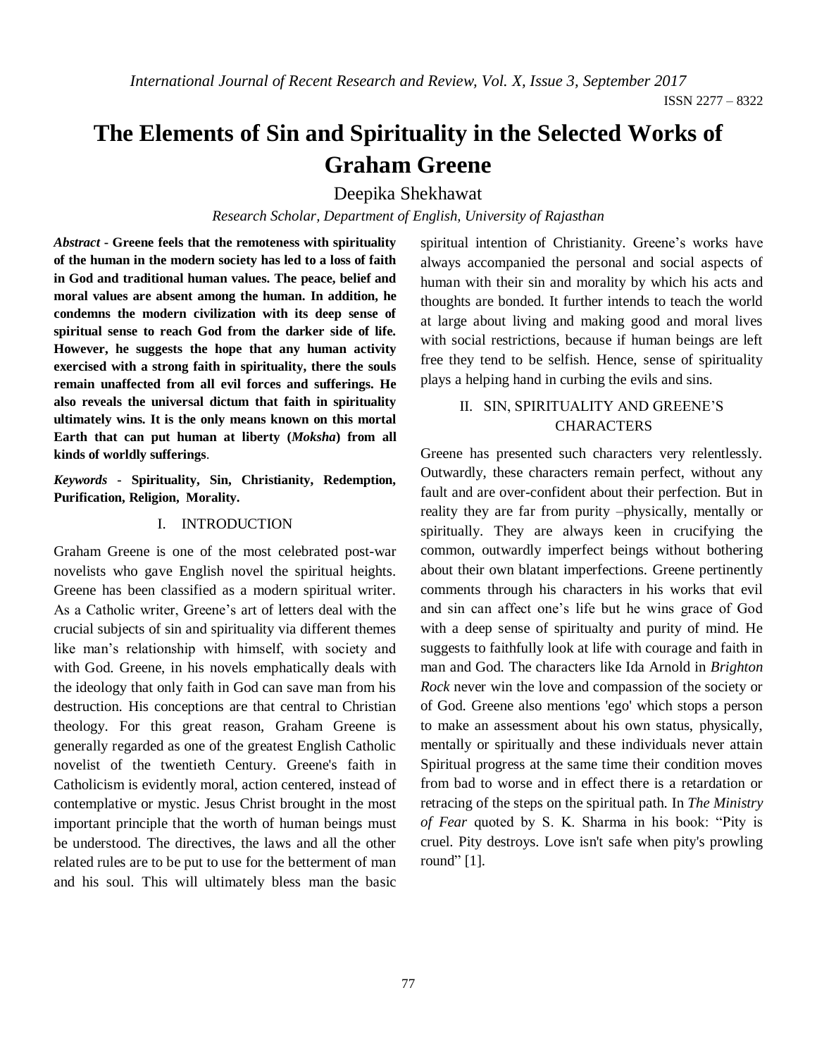# The Elements of Sin and Spirituality in the Selected Works of Graham Greene

Deepika Shekhawat

*Research Scholar, Department of English, University of Rajasthan*

***Abstract* - Greene feels that the remoteness with spirituality of the human in the modern society has led to a loss of faith in God and traditional human values. The peace, belief and moral values are absent among the human. In addition, he condemns the modern civilization with its deep sense of spiritual sense to reach God from the darker side of life. However, he suggests the hope that any human activity exercised with a strong faith in spirituality, there the souls remain unaffected from all evil forces and sufferings. He also reveals the universal dictum that faith in spirituality ultimately wins. It is the only means known on this mortal Earth that can put human at liberty (*Moksha*) from all kinds of worldly sufferings**.

***Keywords* - Spirituality, Sin, Christianity, Redemption, Purification, Religion, Morality.**

## I. INTRODUCTION

Graham Greene is one of the most celebrated post-war novelists who gave English novel the spiritual heights. Greene has been classified as a modern spiritual writer. As a Catholic writer, Greene's art of letters deal with the crucial subjects of sin and spirituality via different themes like man's relationship with himself, with society and with God. Greene, in his novels emphatically deals with the ideology that only faith in God can save man from his destruction. His conceptions are that central to Christian theology. For this great reason, Graham Greene is generally regarded as one of the greatest English Catholic novelist of the twentieth Century. Greene's faith in Catholicism is evidently moral, action centered, instead of contemplative or mystic. Jesus Christ brought in the most important principle that the worth of human beings must be understood. The directives, the laws and all the other related rules are to be put to use for the betterment of man and his soul. This will ultimately bless man the basic spiritual intention of Christianity. Greene's works have always accompanied the personal and social aspects of human with their sin and morality by which his acts and thoughts are bonded. It further intends to teach the world at large about living and making good and moral lives with social restrictions, because if human beings are left free they tend to be selfish. Hence, sense of spirituality plays a helping hand in curbing the evils and sins.

## II. SIN, SPIRITUALITY AND GREENE'S CHARACTERS

Greene has presented such characters very relentlessly. Outwardly, these characters remain perfect, without any fault and are over-confident about their perfection. But in reality they are far from purity –physically, mentally or spiritually. They are always keen in crucifying the common, outwardly imperfect beings without bothering about their own blatant imperfections. Greene pertinently comments through his characters in his works that evil and sin can affect one's life but he wins grace of God with a deep sense of spiritualty and purity of mind. He suggests to faithfully look at life with courage and faith in man and God. The characters like Ida Arnold in *Brighton Rock* never win the love and compassion of the society or of God. Greene also mentions 'ego' which stops a person to make an assessment about his own status, physically, mentally or spiritually and these individuals never attain Spiritual progress at the same time their condition moves from bad to worse and in effect there is a retardation or retracing of the steps on the spiritual path. In *The Ministry of Fear* quoted by S. K. Sharma in his book: "Pity is cruel. Pity destroys. Love isn't safe when pity's prowling round" [1].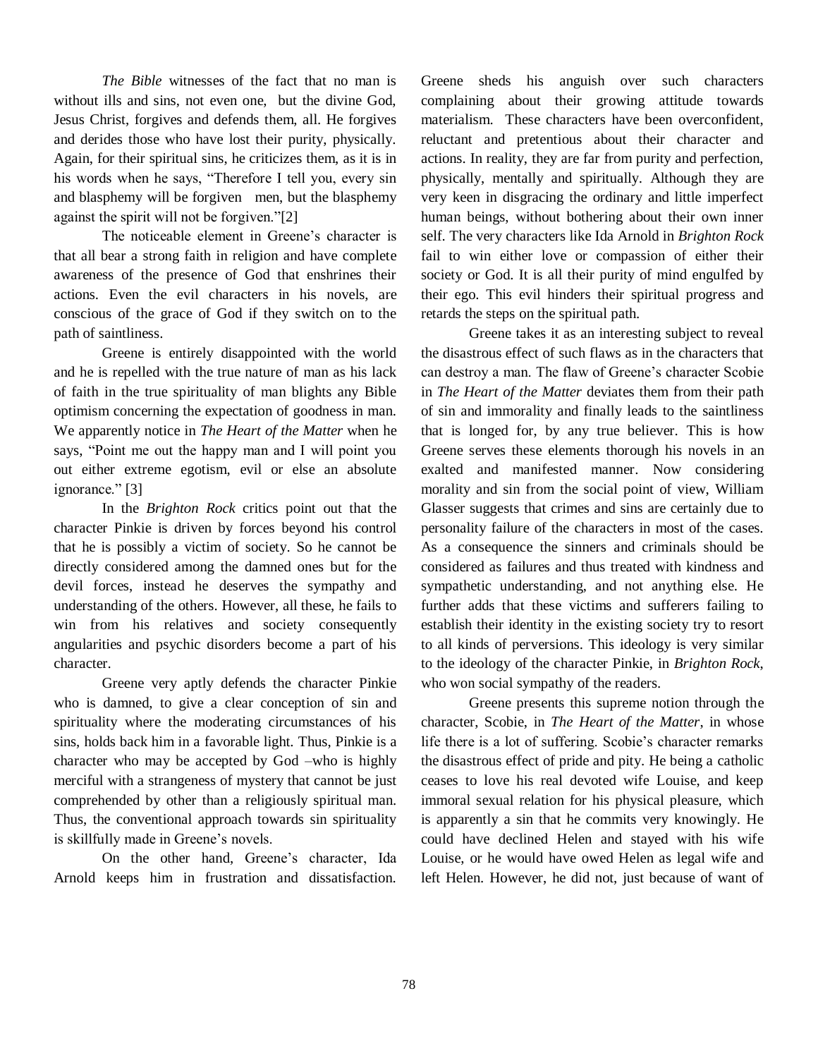*The Bible* witnesses of the fact that no man is without ills and sins, not even one, but the divine God, Jesus Christ, forgives and defends them, all. He forgives and derides those who have lost their purity, physically. Again, for their spiritual sins, he criticizes them, as it is in his words when he says, "Therefore I tell you, every sin and blasphemy will be forgiven men, but the blasphemy against the spirit will not be forgiven."[2]

The noticeable element in Greene's character is that all bear a strong faith in religion and have complete awareness of the presence of God that enshrines their actions. Even the evil characters in his novels, are conscious of the grace of God if they switch on to the path of saintliness.

Greene is entirely disappointed with the world and he is repelled with the true nature of man as his lack of faith in the true spirituality of man blights any Bible optimism concerning the expectation of goodness in man. We apparently notice in *The Heart of the Matter* when he says, "Point me out the happy man and I will point you out either extreme egotism, evil or else an absolute ignorance." [3]

In the *Brighton Rock* critics point out that the character Pinkie is driven by forces beyond his control that he is possibly a victim of society. So he cannot be directly considered among the damned ones but for the devil forces, instead he deserves the sympathy and understanding of the others. However, all these, he fails to win from his relatives and society consequently angularities and psychic disorders become a part of his character.

Greene very aptly defends the character Pinkie who is damned, to give a clear conception of sin and spirituality where the moderating circumstances of his sins, holds back him in a favorable light. Thus, Pinkie is a character who may be accepted by God –who is highly merciful with a strangeness of mystery that cannot be just comprehended by other than a religiously spiritual man. Thus, the conventional approach towards sin spirituality is skillfully made in Greene's novels.

On the other hand, Greene's character, Ida Arnold keeps him in frustration and dissatisfaction. Greene sheds his anguish over such characters complaining about their growing attitude towards materialism. These characters have been overconfident, reluctant and pretentious about their character and actions. In reality, they are far from purity and perfection, physically, mentally and spiritually. Although they are very keen in disgracing the ordinary and little imperfect human beings, without bothering about their own inner self. The very characters like Ida Arnold in *Brighton Rock* fail to win either love or compassion of either their society or God. It is all their purity of mind engulfed by their ego. This evil hinders their spiritual progress and retards the steps on the spiritual path.

Greene takes it as an interesting subject to reveal the disastrous effect of such flaws as in the characters that can destroy a man. The flaw of Greene's character Scobie in *The Heart of the Matter* deviates them from their path of sin and immorality and finally leads to the saintliness that is longed for, by any true believer. This is how Greene serves these elements thorough his novels in an exalted and manifested manner. Now considering morality and sin from the social point of view, William Glasser suggests that crimes and sins are certainly due to personality failure of the characters in most of the cases. As a consequence the sinners and criminals should be considered as failures and thus treated with kindness and sympathetic understanding, and not anything else. He further adds that these victims and sufferers failing to establish their identity in the existing society try to resort to all kinds of perversions. This ideology is very similar to the ideology of the character Pinkie, in *Brighton Rock*, who won social sympathy of the readers.

Greene presents this supreme notion through the character, Scobie, in *The Heart of the Matter*, in whose life there is a lot of suffering. Scobie's character remarks the disastrous effect of pride and pity. He being a catholic ceases to love his real devoted wife Louise, and keep immoral sexual relation for his physical pleasure, which is apparently a sin that he commits very knowingly. He could have declined Helen and stayed with his wife Louise, or he would have owed Helen as legal wife and left Helen. However, he did not, just because of want of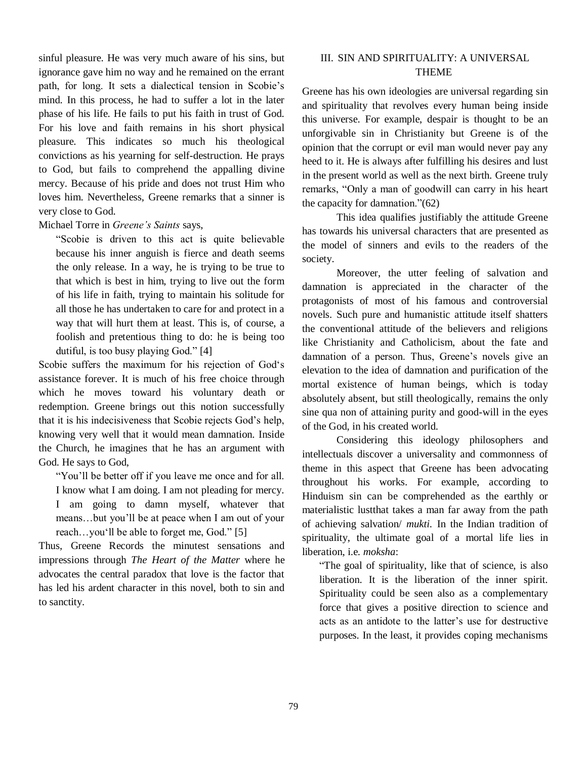sinful pleasure. He was very much aware of his sins, but ignorance gave him no way and he remained on the errant path, for long. It sets a dialectical tension in Scobie's mind. In this process, he had to suffer a lot in the later phase of his life. He fails to put his faith in trust of God. For his love and faith remains in his short physical pleasure. This indicates so much his theological convictions as his yearning for self-destruction. He prays to God, but fails to comprehend the appalling divine mercy. Because of his pride and does not trust Him who loves him. Nevertheless, Greene remarks that a sinner is very close to God.

Michael Torre in *Greene's Saints* says,

> "Scobie is driven to this act is quite believable because his inner anguish is fierce and death seems the only release. In a way, he is trying to be true to that which is best in him, trying to live out the form of his life in faith, trying to maintain his solitude for all those he has undertaken to care for and protect in a way that will hurt them at least. This is, of course, a foolish and pretentious thing to do: he is being too dutiful, is too busy playing God." [4]

Scobie suffers the maximum for his rejection of God's assistance forever. It is much of his free choice through which he moves toward his voluntary death or redemption. Greene brings out this notion successfully that it is his indecisiveness that Scobie rejects God's help, knowing very well that it would mean damnation. Inside the Church, he imagines that he has an argument with God. He says to God,

> "You'll be better off if you leave me once and for all. I know what I am doing. I am not pleading for mercy. I am going to damn myself, whatever that means…but you'll be at peace when I am out of your reach…you'll be able to forget me, God." [5]

Thus, Greene Records the minutest sensations and impressions through *The Heart of the Matter* where he advocates the central paradox that love is the factor that has led his ardent character in this novel, both to sin and to sanctity.

## III. SIN AND SPIRITUALITY: A UNIVERSAL THEME

Greene has his own ideologies are universal regarding sin and spirituality that revolves every human being inside this universe. For example, despair is thought to be an unforgivable sin in Christianity but Greene is of the opinion that the corrupt or evil man would never pay any heed to it. He is always after fulfilling his desires and lust in the present world as well as the next birth. Greene truly remarks, "Only a man of goodwill can carry in his heart the capacity for damnation."(62)

This idea qualifies justifiably the attitude Greene has towards his universal characters that are presented as the model of sinners and evils to the readers of the society.

Moreover, the utter feeling of salvation and damnation is appreciated in the character of the protagonists of most of his famous and controversial novels. Such pure and humanistic attitude itself shatters the conventional attitude of the believers and religions like Christianity and Catholicism, about the fate and damnation of a person. Thus, Greene's novels give an elevation to the idea of damnation and purification of the mortal existence of human beings, which is today absolutely absent, but still theologically, remains the only sine qua non of attaining purity and good-will in the eyes of the God, in his created world.

Considering this ideology philosophers and intellectuals discover a universality and commonness of theme in this aspect that Greene has been advocating throughout his works. For example, according to Hinduism sin can be comprehended as the earthly or materialistic lustthat takes a man far away from the path of achieving salvation/ *mukti*. In the Indian tradition of spirituality, the ultimate goal of a mortal life lies in liberation, i.e. *moksha*:

> "The goal of spirituality, like that of science, is also liberation. It is the liberation of the inner spirit. Spirituality could be seen also as a complementary force that gives a positive direction to science and acts as an antidote to the latter's use for destructive purposes. In the least, it provides coping mechanisms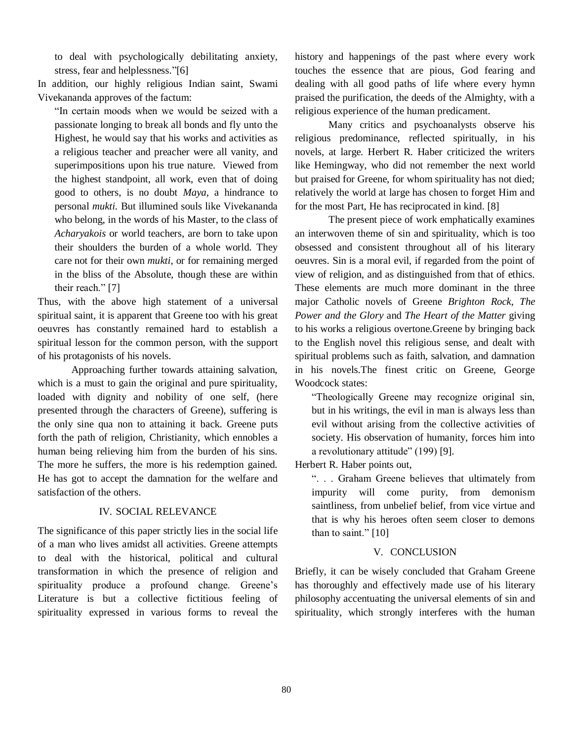to deal with psychologically debilitating anxiety, stress, fear and helplessness."[6]

In addition, our highly religious Indian saint, Swami Vivekananda approves of the factum:

> "In certain moods when we would be seized with a passionate longing to break all bonds and fly unto the Highest, he would say that his works and activities as a religious teacher and preacher were all vanity, and superimpositions upon his true nature. Viewed from the highest standpoint, all work, even that of doing good to others, is no doubt *Maya,* a hindrance to personal *mukti.* But illumined souls like Vivekananda who belong, in the words of his Master, to the class of *Acharyakois* or world teachers, are born to take upon their shoulders the burden of a whole world. They care not for their own *mukti*, or for remaining merged in the bliss of the Absolute, though these are within their reach." [7]

Thus, with the above high statement of a universal spiritual saint, it is apparent that Greene too with his great oeuvres has constantly remained hard to establish a spiritual lesson for the common person, with the support of his protagonists of his novels.

Approaching further towards attaining salvation, which is a must to gain the original and pure spirituality, loaded with dignity and nobility of one self, (here presented through the characters of Greene), suffering is the only sine qua non to attaining it back. Greene puts forth the path of religion, Christianity, which ennobles a human being relieving him from the burden of his sins. The more he suffers, the more is his redemption gained. He has got to accept the damnation for the welfare and satisfaction of the others.

## IV. SOCIAL RELEVANCE

The significance of this paper strictly lies in the social life of a man who lives amidst all activities. Greene attempts to deal with the historical, political and cultural transformation in which the presence of religion and spirituality produce a profound change. Greene's Literature is but a collective fictitious feeling of spirituality expressed in various forms to reveal the history and happenings of the past where every work touches the essence that are pious, God fearing and dealing with all good paths of life where every hymn praised the purification, the deeds of the Almighty, with a religious experience of the human predicament.

Many critics and psychoanalysts observe his religious predominance, reflected spiritually, in his novels, at large. Herbert R. Haber criticized the writers like Hemingway, who did not remember the next world but praised for Greene, for whom spirituality has not died; relatively the world at large has chosen to forget Him and for the most Part, He has reciprocated in kind. [8]

The present piece of work emphatically examines an interwoven theme of sin and spirituality, which is too obsessed and consistent throughout all of his literary oeuvres. Sin is a moral evil, if regarded from the point of view of religion, and as distinguished from that of ethics. These elements are much more dominant in the three major Catholic novels of Greene *Brighton Rock*, *The Power and the Glory* and *The Heart of the Matter* giving to his works a religious overtone.Greene by bringing back to the English novel this religious sense, and dealt with spiritual problems such as faith, salvation, and damnation in his novels.The finest critic on Greene, George Woodcock states:

> "Theologically Greene may recognize original sin, but in his writings, the evil in man is always less than evil without arising from the collective activities of society. His observation of humanity, forces him into a revolutionary attitude" (199) [9].

Herbert R. Haber points out,

> ". . . Graham Greene believes that ultimately from impurity will come purity, from demonism saintliness, from unbelief belief, from vice virtue and that is why his heroes often seem closer to demons than to saint." [10]

## V. CONCLUSION

Briefly, it can be wisely concluded that Graham Greene has thoroughly and effectively made use of his literary philosophy accentuating the universal elements of sin and spirituality, which strongly interferes with the human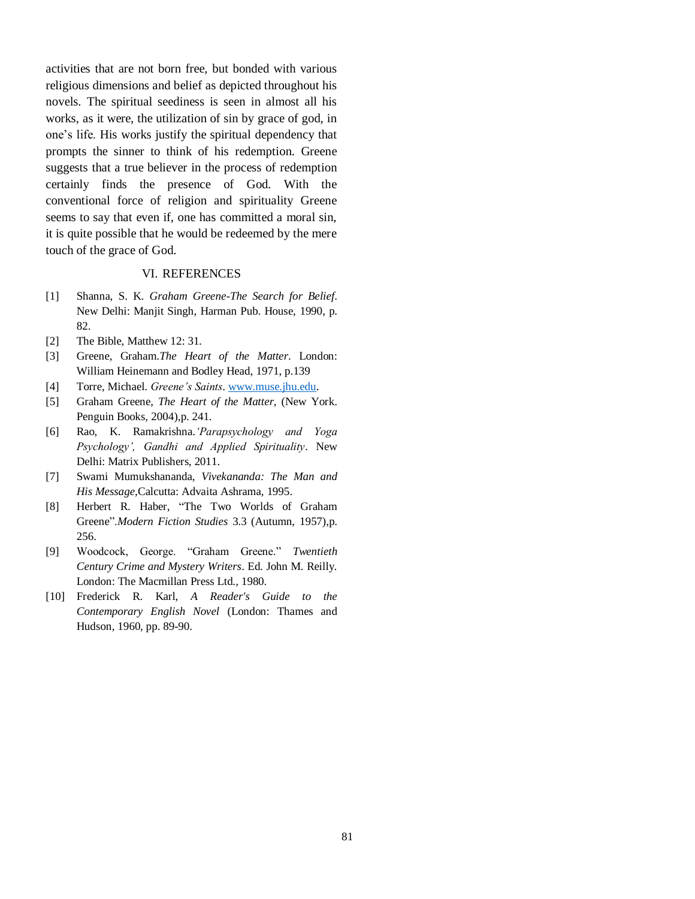activities that are not born free, but bonded with various religious dimensions and belief as depicted throughout his novels. The spiritual seediness is seen in almost all his works, as it were, the utilization of sin by grace of god, in one's life. His works justify the spiritual dependency that prompts the sinner to think of his redemption. Greene suggests that a true believer in the process of redemption certainly finds the presence of God. With the conventional force of religion and spirituality Greene seems to say that even if, one has committed a moral sin, it is quite possible that he would be redeemed by the mere touch of the grace of God.

## VI. REFERENCES

[1] Shanna, S. K. *Graham Greene-The Search for Belief*. New Delhi: Manjit Singh, Harman Pub. House, 1990, p. 82.

[2] The Bible, Matthew 12: 31.

[3] Greene, Graham.*The Heart of the Matter*. London: William Heinemann and Bodley Head, 1971, p.139

[4] Torre, Michael. *Greene's Saints*. www.muse.jhu.edu.

[5] Graham Greene, *The Heart of the Matter*, (New York. Penguin Books, 2004),p. 241.

[6] Rao, K. Ramakrishna.*'Parapsychology and Yoga Psychology', Gandhi and Applied Spirituality*. New Delhi: Matrix Publishers, 2011.

[7] Swami Mumukshananda, *Vivekananda: The Man and His Message*,Calcutta: Advaita Ashrama, 1995.

[8] Herbert R. Haber, "The Two Worlds of Graham Greene".*Modern Fiction Studies* 3.3 (Autumn, 1957),p. 256.

[9] Woodcock, George. "Graham Greene." *Twentieth Century Crime and Mystery Writers*. Ed. John M. Reilly. London: The Macmillan Press Ltd., 1980.

[10] Frederick R. Karl, *A Reader's Guide to the Contemporary English Novel* (London: Thames and Hudson, 1960, pp. 89-90.